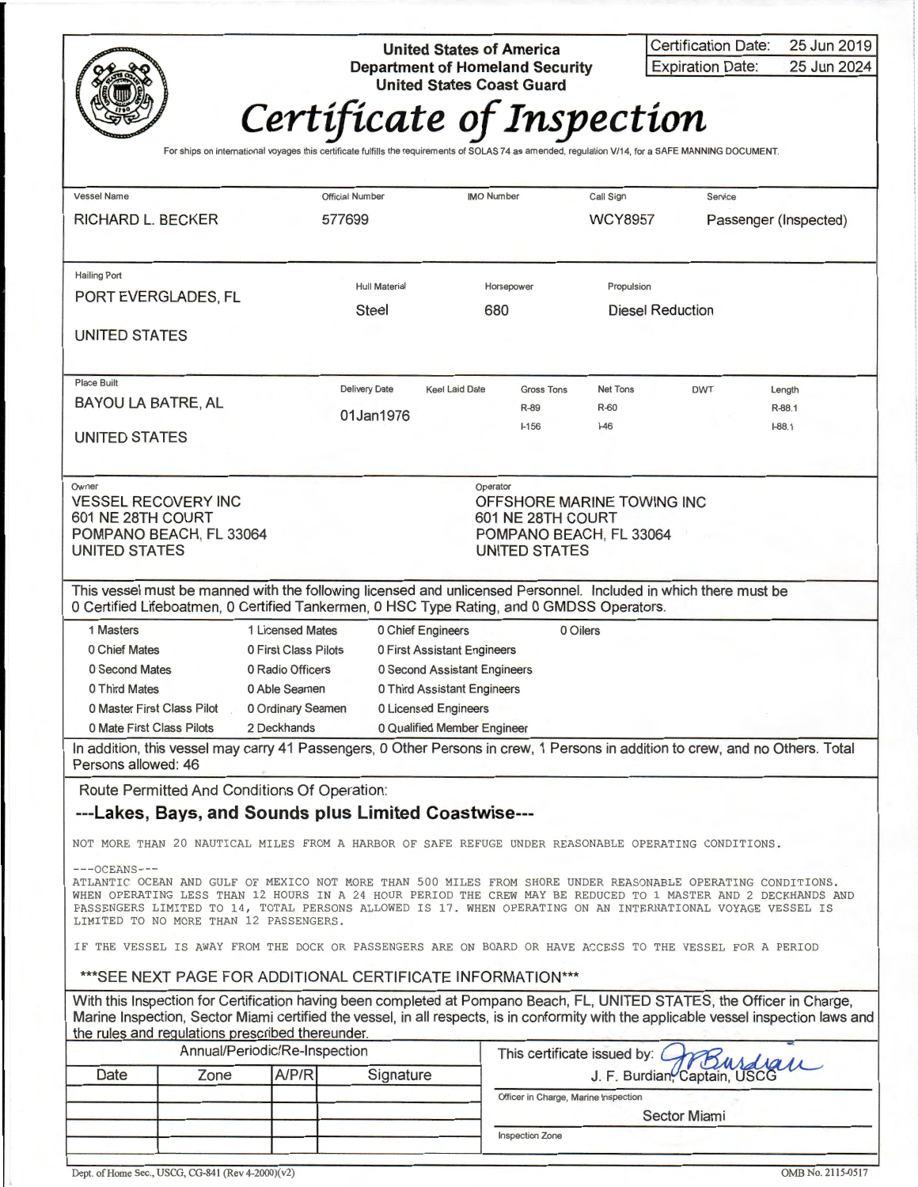| Certification Date: | 25 Jun 2019 |
|---|---|
| Expiration Date: | 25 Jun 2024 |

**United States of America**
**Department of Homeland Security**
**United States Coast Guard**

# *Certificate of Inspection*

For ships on international voyages this certificate fulfills the requirements of SOLAS 74 as amended, regulation V/14, for a SAFE MANNING DOCUMENT.

| Vessel Name | Official Number | IMO Number | Call Sign | Service |
|---|---|---|---|---|
| RICHARD L. BECKER | 577699 | | WCY8957 | Passenger (Inspected) |

| Hailing Port | Hull Material | Horsepower | Propulsion |
|---|---|---|---|
| PORT EVERGLADES, FL<br>UNITED STATES | Steel | 680 | Diesel Reduction |

| Place Built | Delivery Date | Keel Laid Date | Gross Tons | Net Tons | DWT | Length |
|---|---|---|---|---|---|---|
| BAYOU LA BATRE, AL<br>UNITED STATES | 01Jan1976 | | R-89<br>I-156 | R-60<br>I-46 | | R-88.1<br>I-88.1 |

| Owner | Operator |
|---|---|
| VESSEL RECOVERY INC<br>601 NE 28TH COURT<br>POMPANO BEACH, FL 33064<br>UNITED STATES | OFFSHORE MARINE TOWING INC<br>601 NE 28TH COURT<br>POMPANO BEACH, FL 33064<br>UNITED STATES |

This vessel must be manned with the following licensed and unlicensed Personnel. Included in which there must be 0 Certified Lifeboatmen, 0 Certified Tankermen, 0 HSC Type Rating, and 0 GMDSS Operators.

| | | | |
|---|---|---|---|
| 1 Masters | 1 Licensed Mates | 0 Chief Engineers | 0 Oilers |
| 0 Chief Mates | 0 First Class Pilots | 0 First Assistant Engineers | |
| 0 Second Mates | 0 Radio Officers | 0 Second Assistant Engineers | |
| 0 Third Mates | 0 Able Seamen | 0 Third Assistant Engineers | |
| 0 Master First Class Pilot | 0 Ordinary Seamen | 0 Licensed Engineers | |
| 0 Mate First Class Pilots | 2 Deckhands | 0 Qualified Member Engineer | |

In addition, this vessel may carry 41 Passengers, 0 Other Persons in crew, 1 Persons in addition to crew, and no Others. Total Persons allowed: 46

Route Permitted And Conditions Of Operation:

**---Lakes, Bays, and Sounds plus Limited Coastwise---**

NOT MORE THAN 20 NAUTICAL MILES FROM A HARBOR OF SAFE REFUGE UNDER REASONABLE OPERATING CONDITIONS.

---OCEANS---
ATLANTIC OCEAN AND GULF OF MEXICO NOT MORE THAN 500 MILES FROM SHORE UNDER REASONABLE OPERATING CONDITIONS. WHEN OPERATING LESS THAN 12 HOURS IN A 24 HOUR PERIOD THE CREW MAY BE REDUCED TO 1 MASTER AND 2 DECKHANDS AND PASSENGERS LIMITED TO 14, TOTAL PERSONS ALLOWED IS 17. WHEN OPERATING ON AN INTERNATIONAL VOYAGE VESSEL IS LIMITED TO NO MORE THAN 12 PASSENGERS.

IF THE VESSEL IS AWAY FROM THE DOCK OR PASSENGERS ARE ON BOARD OR HAVE ACCESS TO THE VESSEL FOR A PERIOD

***SEE NEXT PAGE FOR ADDITIONAL CERTIFICATE INFORMATION***

With this Inspection for Certification having been completed at Pompano Beach, FL, UNITED STATES, the Officer in Charge, Marine Inspection, Sector Miami certified the vessel, in all respects, is in conformity with the applicable vessel inspection laws and the rules and regulations prescribed thereunder.

| Annual/Periodic/Re-Inspection | | | |
|---|---|---|---|
| Date | Zone | A/P/R | Signature |
| | | | |
| | | | |
| | | | |
| | | | |

This certificate issued by: J. F. Burdian, Captain, USCG
Officer in Charge, Marine Inspection

Sector Miami
Inspection Zone

Dept. of Home Sec., USCG, CG-841 (Rev 4-2000)(v2) OMB No. 2115-0517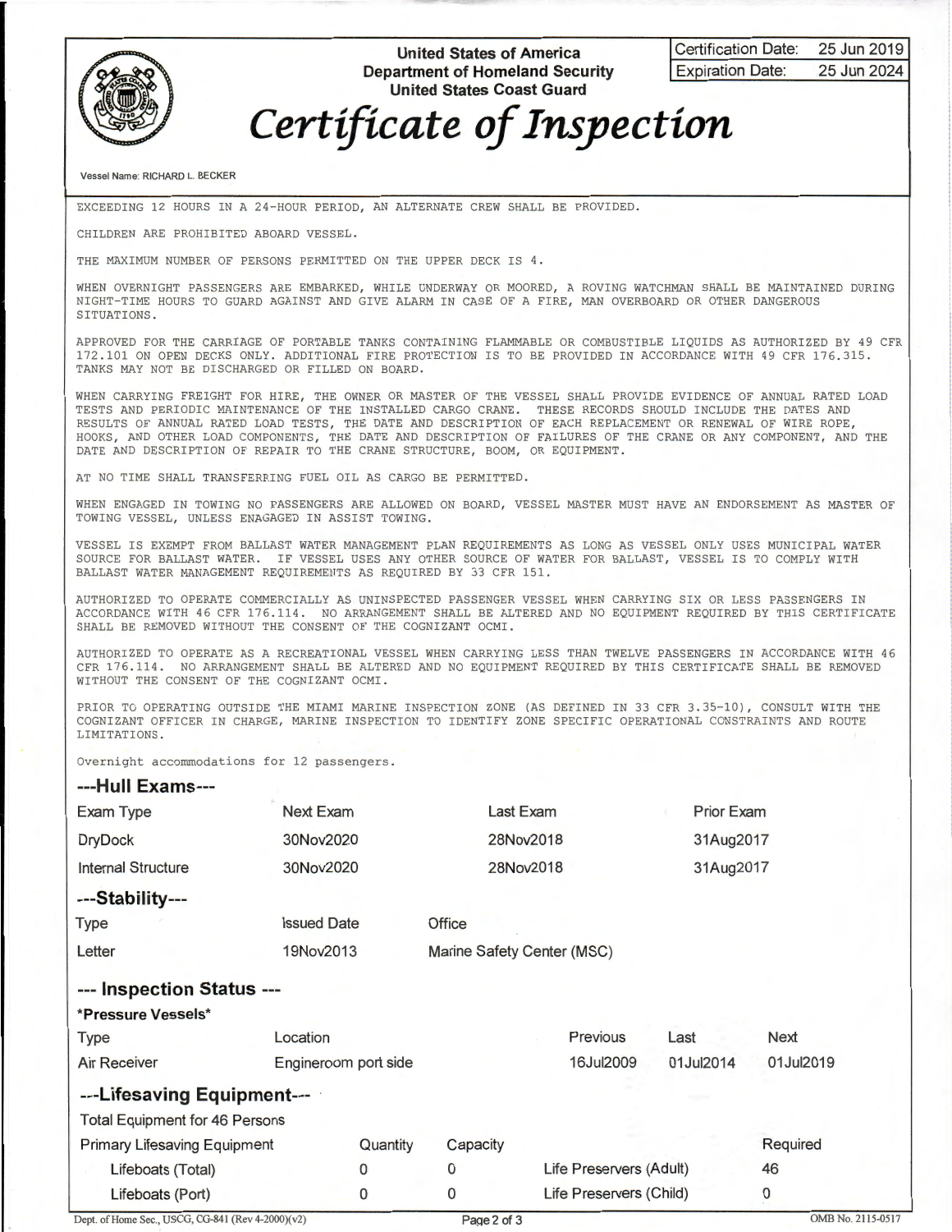United States of America
Department of Homeland Security
United States Coast Guard

| Certification Date: | 25 Jun 2019 |
| --- | --- |
| Expiration Date: | 25 Jun 2024 |

# *Certificate of Inspection*

Vessel Name: RICHARD L. BECKER

EXCEEDING 12 HOURS IN A 24-HOUR PERIOD, AN ALTERNATE CREW SHALL BE PROVIDED.

CHILDREN ARE PROHIBITED ABOARD VESSEL.

THE MAXIMUM NUMBER OF PERSONS PERMITTED ON THE UPPER DECK IS 4.

WHEN OVERNIGHT PASSENGERS ARE EMBARKED, WHILE UNDERWAY OR MOORED, A ROVING WATCHMAN SHALL BE MAINTAINED DURING NIGHT-TIME HOURS TO GUARD AGAINST AND GIVE ALARM IN CASE OF A FIRE, MAN OVERBOARD OR OTHER DANGEROUS SITUATIONS.

APPROVED FOR THE CARRIAGE OF PORTABLE TANKS CONTAINING FLAMMABLE OR COMBUSTIBLE LIQUIDS AS AUTHORIZED BY 49 CFR 172.101 ON OPEN DECKS ONLY. ADDITIONAL FIRE PROTECTION IS TO BE PROVIDED IN ACCORDANCE WITH 49 CFR 176.315. TANKS MAY NOT BE DISCHARGED OR FILLED ON BOARD.

WHEN CARRYING FREIGHT FOR HIRE, THE OWNER OR MASTER OF THE VESSEL SHALL PROVIDE EVIDENCE OF ANNUAL RATED LOAD TESTS AND PERIODIC MAINTENANCE OF THE INSTALLED CARGO CRANE. THESE RECORDS SHOULD INCLUDE THE DATES AND RESULTS OF ANNUAL RATED LOAD TESTS, THE DATE AND DESCRIPTION OF EACH REPLACEMENT OR RENEWAL OF WIRE ROPE, HOOKS, AND OTHER LOAD COMPONENTS, THE DATE AND DESCRIPTION OF FAILURES OF THE CRANE OR ANY COMPONENT, AND THE DATE AND DESCRIPTION OF REPAIR TO THE CRANE STRUCTURE, BOOM, OR EQUIPMENT.

AT NO TIME SHALL TRANSFERRING FUEL OIL AS CARGO BE PERMITTED.

WHEN ENGAGED IN TOWING NO PASSENGERS ARE ALLOWED ON BOARD, VESSEL MASTER MUST HAVE AN ENDORSEMENT AS MASTER OF TOWING VESSEL, UNLESS ENAGAGED IN ASSIST TOWING.

VESSEL IS EXEMPT FROM BALLAST WATER MANAGEMENT PLAN REQUIREMENTS AS LONG AS VESSEL ONLY USES MUNICIPAL WATER SOURCE FOR BALLAST WATER. IF VESSEL USES ANY OTHER SOURCE OF WATER FOR BALLAST, VESSEL IS TO COMPLY WITH BALLAST WATER MANAGEMENT REQUIREMENTS AS REQUIRED BY 33 CFR 151.

AUTHORIZED TO OPERATE COMMERCIALLY AS UNINSPECTED PASSENGER VESSEL WHEN CARRYING SIX OR LESS PASSENGERS IN ACCORDANCE WITH 46 CFR 176.114. NO ARRANGEMENT SHALL BE ALTERED AND NO EQUIPMENT REQUIRED BY THIS CERTIFICATE SHALL BE REMOVED WITHOUT THE CONSENT OF THE COGNIZANT OCMI.

AUTHORIZED TO OPERATE AS A RECREATIONAL VESSEL WHEN CARRYING LESS THAN TWELVE PASSENGERS IN ACCORDANCE WITH 46 CFR 176.114. NO ARRANGEMENT SHALL BE ALTERED AND NO EQUIPMENT REQUIRED BY THIS CERTIFICATE SHALL BE REMOVED WITHOUT THE CONSENT OF THE COGNIZANT OCMI.

PRIOR TO OPERATING OUTSIDE THE MIAMI MARINE INSPECTION ZONE (AS DEFINED IN 33 CFR 3.35-10), CONSULT WITH THE COGNIZANT OFFICER IN CHARGE, MARINE INSPECTION TO IDENTIFY ZONE SPECIFIC OPERATIONAL CONSTRAINTS AND ROUTE LIMITATIONS.

Overnight accommodations for 12 passengers.

## ---Hull Exams---

| Exam Type | Next Exam | Last Exam | Prior Exam |
| --- | --- | --- | --- |
| DryDock | 30Nov2020 | 28Nov2018 | 31Aug2017 |
| Internal Structure | 30Nov2020 | 28Nov2018 | 31Aug2017 |

## ---Stability---

| Type | Issued Date | Office |
| --- | --- | --- |
| Letter | 19Nov2013 | Marine Safety Center (MSC) |

## --- Inspection Status ---

**\*Pressure Vessels\***

| Type | Location | Previous | Last | Next |
| --- | --- | --- | --- | --- |
| Air Receiver | Engineroom port side | 16Jul2009 | 01Jul2014 | 01Jul2019 |

## ---Lifesaving Equipment---

Total Equipment for 46 Persons

| Primary Lifesaving Equipment | Quantity | Capacity | | Required |
| --- | --- | --- | --- | --- |
| Lifeboats (Total) | 0 | 0 | Life Preservers (Adult) | 46 |
| Lifeboats (Port) | 0 | 0 | Life Preservers (Child) | 0 |

Dept. of Home Sec., USCG, CG-841 (Rev 4-2000)(v2) OMB No. 2115-0517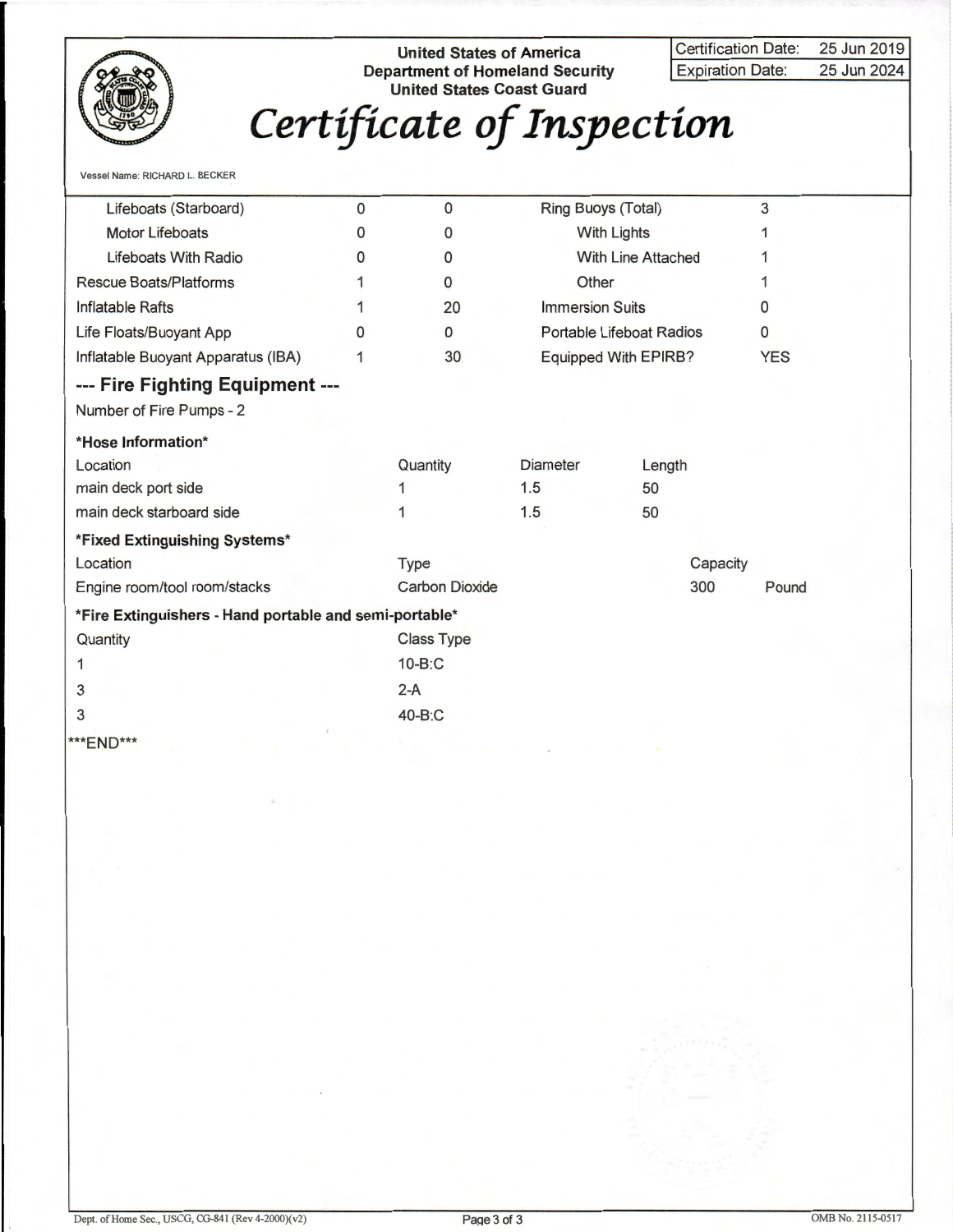United States of America
Department of Homeland Security
United States Coast Guard

| | |
|---|---|
| Certification Date: | 25 Jun 2019 |
| Expiration Date: | 25 Jun 2024 |

# Certificate of Inspection

Vessel Name: RICHARD L. BECKER

| | | | | |
|---|---|---|---|---|
| Lifeboats (Starboard) | 0 | 0 | Ring Buoys (Total) | 3 |
| Motor Lifeboats | 0 | 0 | With Lights | 1 |
| Lifeboats With Radio | 0 | 0 | With Line Attached | 1 |
| Rescue Boats/Platforms | 1 | 0 | Other | 1 |
| Inflatable Rafts | 1 | 20 | Immersion Suits | 0 |
| Life Floats/Buoyant App | 0 | 0 | Portable Lifeboat Radios | 0 |
| Inflatable Buoyant Apparatus (IBA) | 1 | 30 | Equipped With EPIRB? | YES |

## --- Fire Fighting Equipment ---

Number of Fire Pumps - 2

**\*Hose Information\***

| Location | Quantity | Diameter | Length |
|---|---|---|---|
| main deck port side | 1 | 1.5 | 50 |
| main deck starboard side | 1 | 1.5 | 50 |

**\*Fixed Extinguishing Systems\***

| Location | Type | Capacity | |
|---|---|---|---|
| Engine room/tool room/stacks | Carbon Dioxide | 300 | Pound |

**\*Fire Extinguishers - Hand portable and semi-portable\***

| Quantity | Class Type |
|---|---|
| 1 | 10-B:C |
| 3 | 2-A |
| 3 | 40-B:C |

\*\*\*END\*\*\*

Dept. of Home Sec., USCG, CG-841 (Rev 4-2000)(v2)

OMB No. 2115-0517